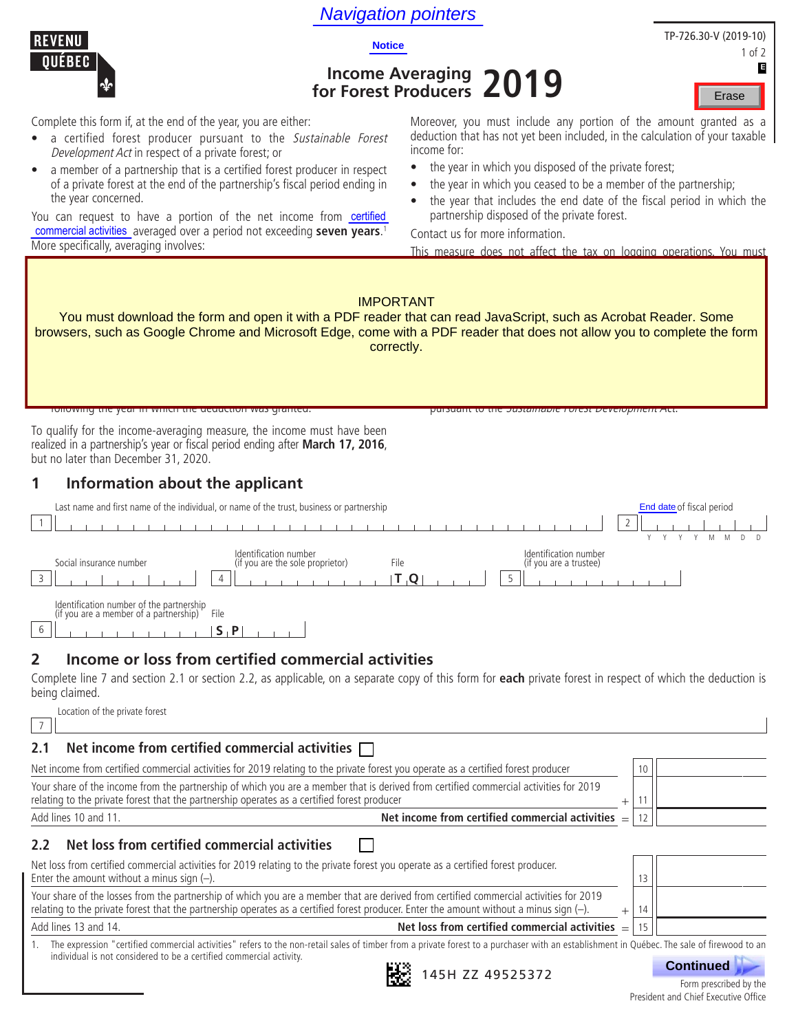Navigation pointers

Notice

TP-726.30-V (2019-10)

# Income Averaging for Forest Producers 2019

Complete this form if, at the end of the year, you are either:

- a certified forest producer pursuant to the *Sustainable Forest Development Act* in respect of a private forest; or
- a member of a partnership that is a certified forest producer in respect of a private forest at the end of the partnership's fiscal period ending in the year concerned.

You can request to have a portion of the net income from certified commercial activities averaged over a period not exceeding **seven years**.[1] More specifically, averaging involves:

Moreover, you must include any portion of the amount granted as a deduction that has not yet been included, in the calculation of your taxable income for:

- the year in which you disposed of the private forest;
- the year in which you ceased to be a member of the partnership;
- the year that includes the end date of the fiscal period in which the partnership disposed of the private forest.

Contact us for more information.

This measure does not affect the tax on logging operations. You must

IMPORTANT
You must download the form and open it with a PDF reader that can read JavaScript, such as Acrobat Reader. Some browsers, such as Google Chrome and Microsoft Edge, come with a PDF reader that does not allow you to complete the form correctly.

following the year in which the deduction was granted.

pursuant to the *Sustainable Forest Development Act*.

To qualify for the income-averaging measure, the income must have been realized in a partnership's year or fiscal period ending after **March 17, 2016**, but no later than December 31, 2020.

## 1 Information about the applicant

1 Last name and first name of the individual, or name of the trust, business or partnership

2 End date of fiscal period (YYYYMMDD)

3 Social insurance number

4 Identification number (if you are the sole proprietor) File T Q

5 Identification number (if you are a trustee)

6 Identification number of the partnership (if you are a member of a partnership) File S P

## 2 Income or loss from certified commercial activities

Complete line 7 and section 2.1 or section 2.2, as applicable, on a separate copy of this form for **each** private forest in respect of which the deduction is being claimed.

7 Location of the private forest

### 2.1 Net income from certified commercial activities ☐

| Description | Line | Amount |
|---|---|---|
| Net income from certified commercial activities for 2019 relating to the private forest you operate as a certified forest producer | 10 | |
| Your share of the income from the partnership of which you are a member that is derived from certified commercial activities for 2019 relating to the private forest that the partnership operates as a certified forest producer | + 11 | |
| Add lines 10 and 11. **Net income from certified commercial activities** | = 12 | |

### 2.2 Net loss from certified commercial activities ☐

| Description | Line | Amount |
|---|---|---|
| Net loss from certified commercial activities for 2019 relating to the private forest you operate as a certified forest producer. Enter the amount without a minus sign (–). | 13 | |
| Your share of the losses from the partnership of which you are a member that are derived from certified commercial activities for 2019 relating to the private forest that the partnership operates as a certified forest producer. Enter the amount without a minus sign (–). | + 14 | |
| Add lines 13 and 14. **Net loss from certified commercial activities** | = 15 | |

1. The expression "certified commercial activities" refers to the non-retail sales of timber from a private forest to a purchaser with an establishment in Québec. The sale of firewood to an individual is not considered to be a certified commercial activity.

145H ZZ 49525372

Continued

Form prescribed by the President and Chief Executive Office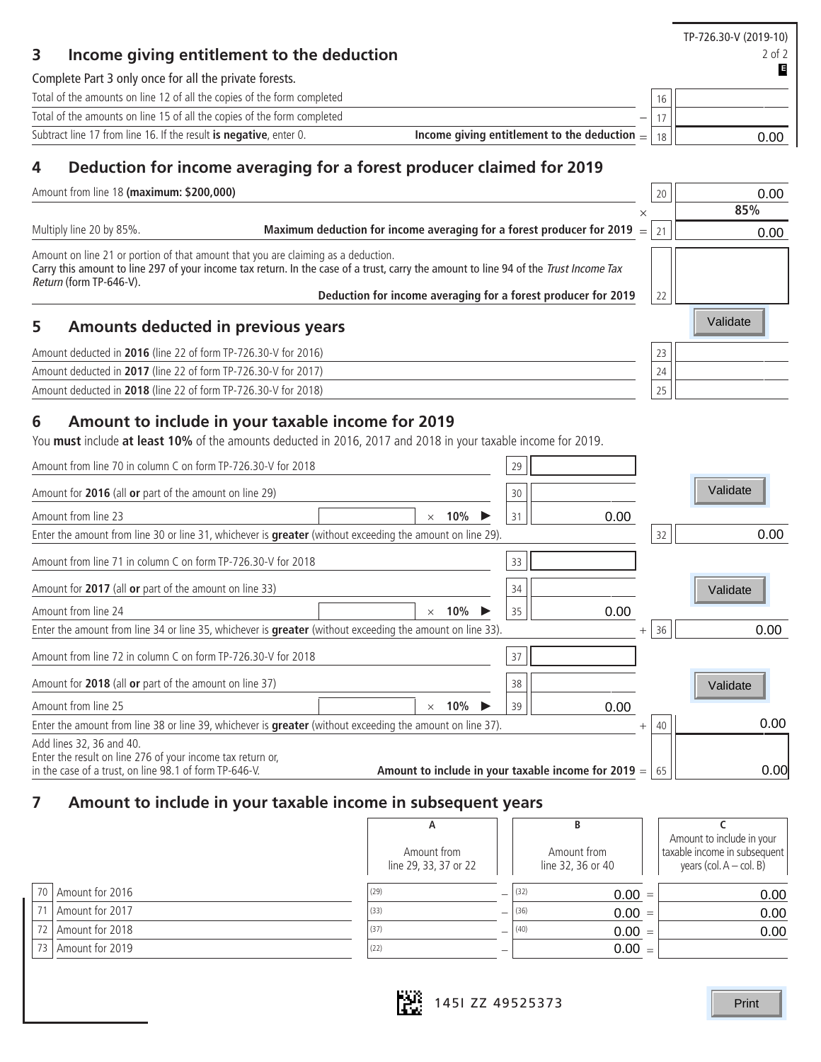## 3 Income giving entitlement to the deduction

Complete Part 3 only once for all the private forests.

| | | |
|---|---|---|
| Total of the amounts on line 12 of all the copies of the form completed | 16 | |
| Total of the amounts on line 15 of all the copies of the form completed | – 17 | |
| Subtract line 17 from line 16. If the result **is negative**, enter 0. **Income giving entitlement to the deduction** = | 18 | 0.00 |

## 4 Deduction for income averaging for a forest producer claimed for 2019

| | | |
|---|---|---|
| Amount from line 18 **(maximum: $200,000)** | 20 | 0.00 |
| | × | 85% |
| Multiply line 20 by 85%. **Maximum deduction for income averaging for a forest producer for 2019** = | 21 | 0.00 |
| Amount on line 21 or portion of that amount that you are claiming as a deduction. Carry this amount to line 297 of your income tax return. In the case of a trust, carry the amount to line 94 of the *Trust Income Tax Return* (form TP-646-V). **Deduction for income averaging for a forest producer for 2019** | 22 | |

## 5 Amounts deducted in previous years

| | | |
|---|---|---|
| Amount deducted in **2016** (line 22 of form TP-726.30-V for 2016) | 23 | |
| Amount deducted in **2017** (line 22 of form TP-726.30-V for 2017) | 24 | |
| Amount deducted in **2018** (line 22 of form TP-726.30-V for 2018) | 25 | |

## 6 Amount to include in your taxable income for 2019

You **must** include **at least 10%** of the amounts deducted in 2016, 2017 and 2018 in your taxable income for 2019.

| | | | | |
|---|---|---|---|---|
| Amount from line 70 in column C on form TP-726.30-V for 2018 | 29 | | | |
| Amount for **2016** (all **or** part of the amount on line 29) | 30 | | | |
| Amount from line 23 × 10% ▶ | 31 | 0.00 | | |
| Enter the amount from line 30 or line 31, whichever is **greater** (without exceeding the amount on line 29). | | | 32 | 0.00 |
| Amount from line 71 in column C on form TP-726.30-V for 2018 | 33 | | | |
| Amount for **2017** (all **or** part of the amount on line 33) | 34 | | | |
| Amount from line 24 × 10% ▶ | 35 | 0.00 | | |
| Enter the amount from line 34 or line 35, whichever is **greater** (without exceeding the amount on line 33). | | | + 36 | 0.00 |
| Amount from line 72 in column C on form TP-726.30-V for 2018 | 37 | | | |
| Amount for **2018** (all **or** part of the amount on line 37) | 38 | | | |
| Amount from line 25 × 10% ▶ | 39 | 0.00 | | |
| Enter the amount from line 38 or line 39, whichever is **greater** (without exceeding the amount on line 37). | | | + 40 | 0.00 |
| Add lines 32, 36 and 40. Enter the result on line 276 of your income tax return or, in the case of a trust, on line 98.1 of form TP-646-V. **Amount to include in your taxable income for 2019** = | | | 65 | 0.00 |

## 7 Amount to include in your taxable income in subsequent years

| | | A<br>Amount from line 29, 33, 37 or 22 | | B<br>Amount from line 32, 36 or 40 | | C<br>Amount to include in your taxable income in subsequent years (col. A – col. B) |
|---|---|---|---|---|---|---|
| 70 | Amount for 2016 | (29) | – | (32) 0.00 | = | 0.00 |
| 71 | Amount for 2017 | (33) | – | (36) 0.00 | = | 0.00 |
| 72 | Amount for 2018 | (37) | – | (40) 0.00 | = | 0.00 |
| 73 | Amount for 2019 | (22) | – | 0.00 | = | |

145I ZZ 49525373